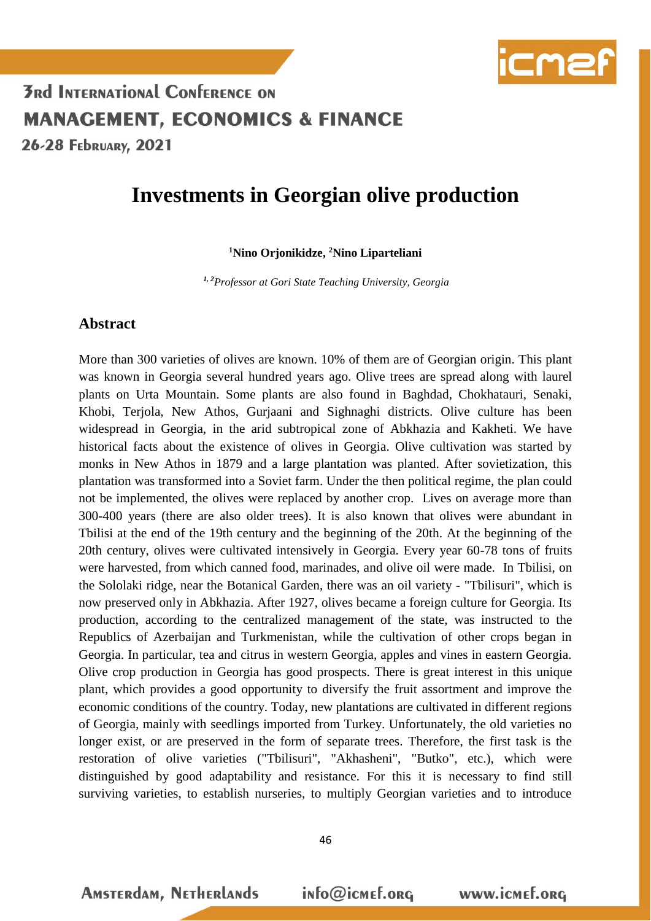# Investments in Georgian olive production

**[1]Nino Orjonikidze, [2]Nino Lipartеliani**

*[1,2]Professor at Gori State Teaching University, Georgia*

## Abstract

More than 300 varieties of olives are known. 10% of them are of Georgian origin. This plant was known in Georgia several hundred years ago. Olive trees are spread along with laurel plants on Urta Mountain. Some plants are also found in Baghdad, Chokhatauri, Senaki, Khobi, Terjola, New Athos, Gurjaani and Sighnaghi districts. Olive culture has been widespread in Georgia, in the arid subtropical zone of Abkhazia and Kakheti. We have historical facts about the existence of olives in Georgia. Olive cultivation was started by monks in New Athos in 1879 and a large plantation was planted. After sovietization, this plantation was transformed into a Soviet farm. Under the then political regime, the plan could not be implemented, the olives were replaced by another crop. Lives on average more than 300-400 years (there are also older trees). It is also known that olives were abundant in Tbilisi at the end of the 19th century and the beginning of the 20th. At the beginning of the 20th century, olives were cultivated intensively in Georgia. Every year 60-78 tons of fruits were harvested, from which canned food, marinades, and olive oil were made. In Tbilisi, on the Sololaki ridge, near the Botanical Garden, there was an oil variety - "Tbilisuri", which is now preserved only in Abkhazia. After 1927, olives became a foreign culture for Georgia. Its production, according to the centralized management of the state, was instructed to the Republics of Azerbaijan and Turkmenistan, while the cultivation of other crops began in Georgia. In particular, tea and citrus in western Georgia, apples and vines in eastern Georgia. Olive crop production in Georgia has good prospects. There is great interest in this unique plant, which provides a good opportunity to diversify the fruit assortment and improve the economic conditions of the country. Today, new plantations are cultivated in different regions of Georgia, mainly with seedlings imported from Turkey. Unfortunately, the old varieties no longer exist, or are preserved in the form of separate trees. Therefore, the first task is the restoration of olive varieties ("Tbilisuri", "Akhasheni", "Butko", etc.), which were distinguished by good adaptability and resistance. For this it is necessary to find still surviving varieties, to establish nurseries, to multiply Georgian varieties and to introduce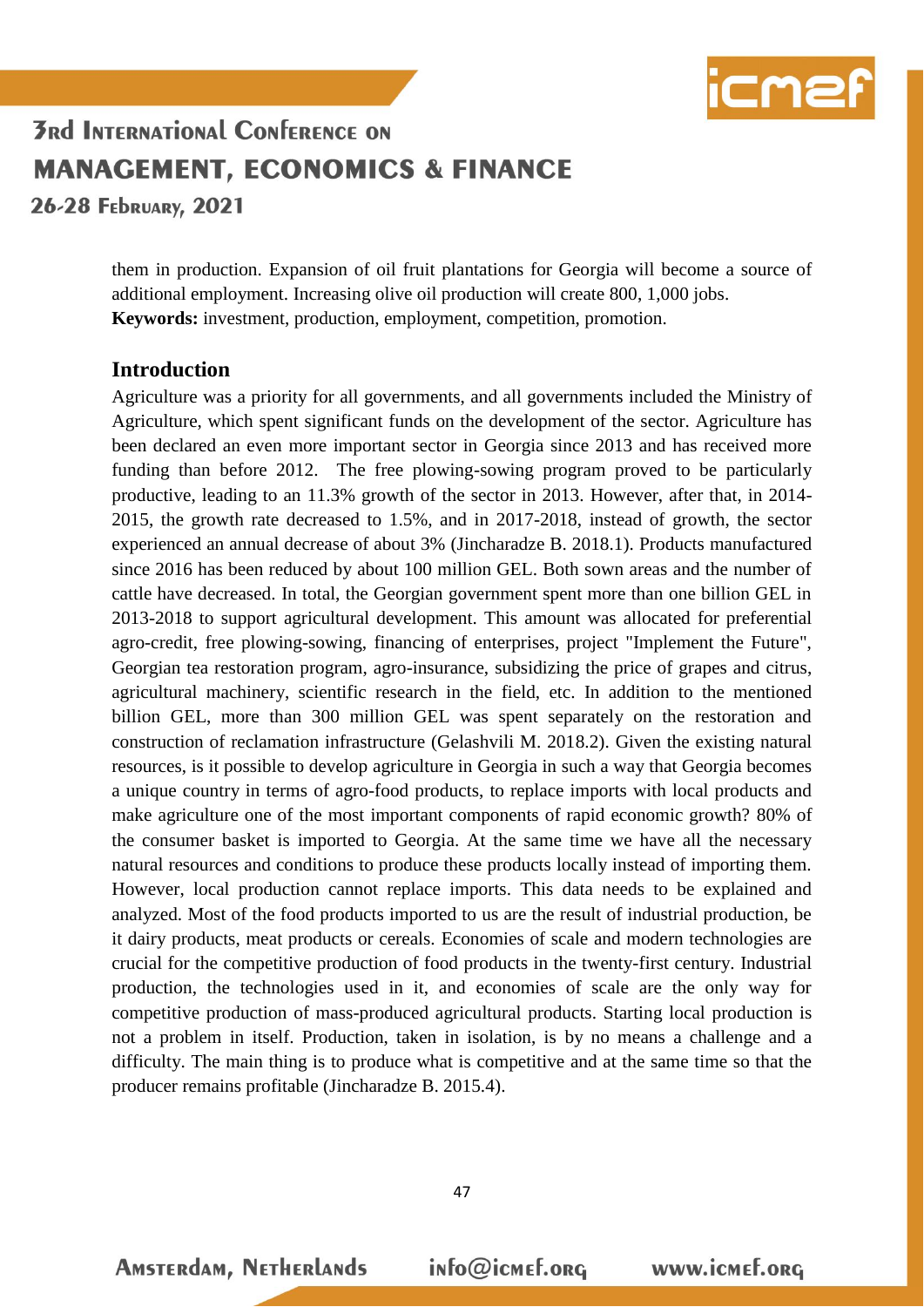them in production. Expansion of oil fruit plantations for Georgia will become a source of additional employment. Increasing olive oil production will create 800, 1,000 jobs.

**Keywords:** investment, production, employment, competition, promotion.

## Introduction

Agriculture was a priority for all governments, and all governments included the Ministry of Agriculture, which spent significant funds on the development of the sector. Agriculture has been declared an even more important sector in Georgia since 2013 and has received more funding than before 2012. The free plowing-sowing program proved to be particularly productive, leading to an 11.3% growth of the sector in 2013. However, after that, in 2014-2015, the growth rate decreased to 1.5%, and in 2017-2018, instead of growth, the sector experienced an annual decrease of about 3% (Jincharadze B. 2018.1). Products manufactured since 2016 has been reduced by about 100 million GEL. Both sown areas and the number of cattle have decreased. In total, the Georgian government spent more than one billion GEL in 2013-2018 to support agricultural development. This amount was allocated for preferential agro-credit, free plowing-sowing, financing of enterprises, project "Implement the Future", Georgian tea restoration program, agro-insurance, subsidizing the price of grapes and citrus, agricultural machinery, scientific research in the field, etc. In addition to the mentioned billion GEL, more than 300 million GEL was spent separately on the restoration and construction of reclamation infrastructure (Gelashvili M. 2018.2). Given the existing natural resources, is it possible to develop agriculture in Georgia in such a way that Georgia becomes a unique country in terms of agro-food products, to replace imports with local products and make agriculture one of the most important components of rapid economic growth? 80% of the consumer basket is imported to Georgia. At the same time we have all the necessary natural resources and conditions to produce these products locally instead of importing them. However, local production cannot replace imports. This data needs to be explained and analyzed. Most of the food products imported to us are the result of industrial production, be it dairy products, meat products or cereals. Economies of scale and modern technologies are crucial for the competitive production of food products in the twenty-first century. Industrial production, the technologies used in it, and economies of scale are the only way for competitive production of mass-produced agricultural products. Starting local production is not a problem in itself. Production, taken in isolation, is by no means a challenge and a difficulty. The main thing is to produce what is competitive and at the same time so that the producer remains profitable (Jincharadze B. 2015.4).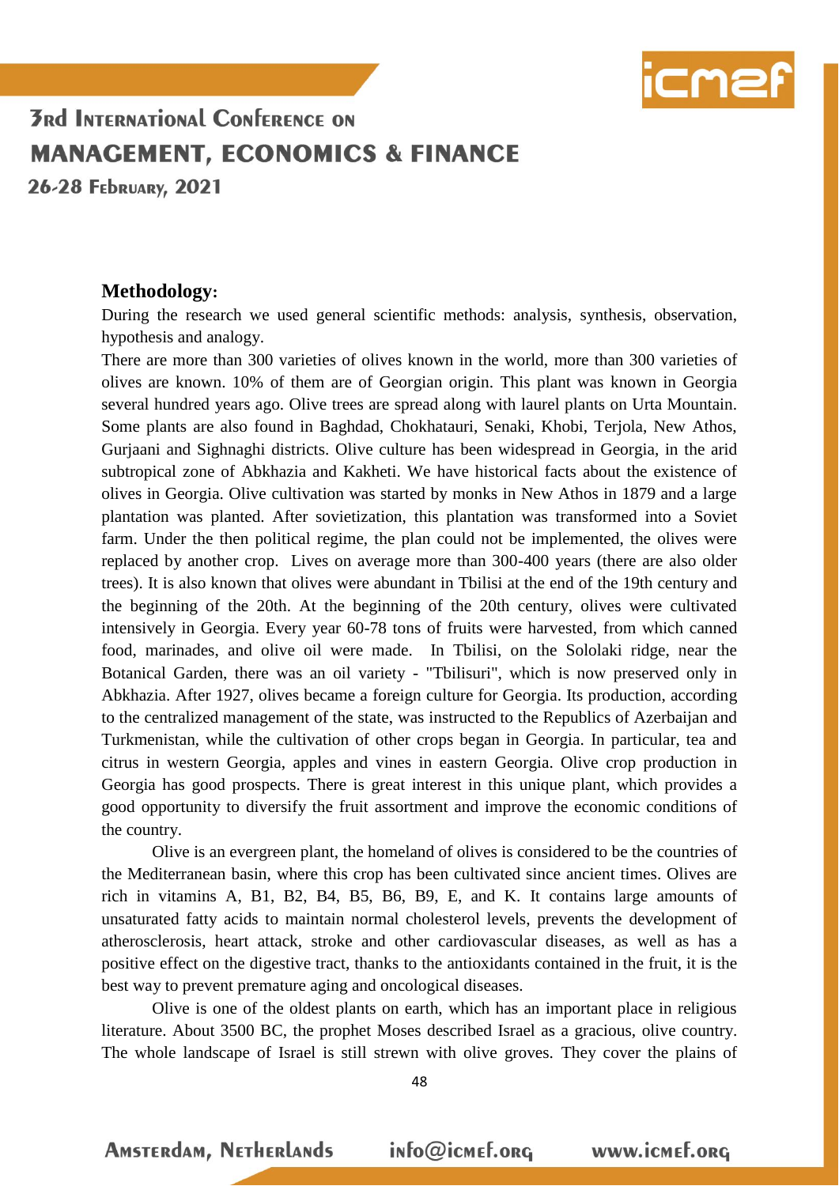**Methodology:**

During the research we used general scientific methods: analysis, synthesis, observation, hypothesis and analogy.

There are more than 300 varieties of olives known in the world, more than 300 varieties of olives are known. 10% of them are of Georgian origin. This plant was known in Georgia several hundred years ago. Olive trees are spread along with laurel plants on Urta Mountain. Some plants are also found in Baghdad, Chokhatauri, Senaki, Khobi, Terjola, New Athos, Gurjaani and Sighnaghi districts. Olive culture has been widespread in Georgia, in the arid subtropical zone of Abkhazia and Kakheti. We have historical facts about the existence of olives in Georgia. Olive cultivation was started by monks in New Athos in 1879 and a large plantation was planted. After sovietization, this plantation was transformed into a Soviet farm. Under the then political regime, the plan could not be implemented, the olives were replaced by another crop. Lives on average more than 300-400 years (there are also older trees). It is also known that olives were abundant in Tbilisi at the end of the 19th century and the beginning of the 20th. At the beginning of the 20th century, olives were cultivated intensively in Georgia. Every year 60-78 tons of fruits were harvested, from which canned food, marinades, and olive oil were made. In Tbilisi, on the Sololaki ridge, near the Botanical Garden, there was an oil variety - "Tbilisuri", which is now preserved only in Abkhazia. After 1927, olives became a foreign culture for Georgia. Its production, according to the centralized management of the state, was instructed to the Republics of Azerbaijan and Turkmenistan, while the cultivation of other crops began in Georgia. In particular, tea and citrus in western Georgia, apples and vines in eastern Georgia. Olive crop production in Georgia has good prospects. There is great interest in this unique plant, which provides a good opportunity to diversify the fruit assortment and improve the economic conditions of the country.

Olive is an evergreen plant, the homeland of olives is considered to be the countries of the Mediterranean basin, where this crop has been cultivated since ancient times. Olives are rich in vitamins A, B1, B2, B4, B5, B6, B9, E, and K. It contains large amounts of unsaturated fatty acids to maintain normal cholesterol levels, prevents the development of atherosclerosis, heart attack, stroke and other cardiovascular diseases, as well as has a positive effect on the digestive tract, thanks to the antioxidants contained in the fruit, it is the best way to prevent premature aging and oncological diseases.

Olive is one of the oldest plants on earth, which has an important place in religious literature. About 3500 BC, the prophet Moses described Israel as a gracious, olive country. The whole landscape of Israel is still strewn with olive groves. They cover the plains of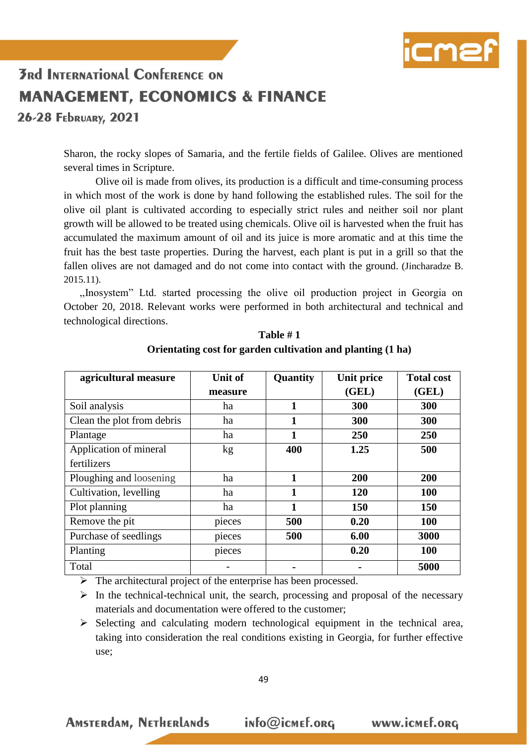Sharon, the rocky slopes of Samaria, and the fertile fields of Galilee. Olives are mentioned several times in Scripture.

Olive oil is made from olives, its production is a difficult and time-consuming process in which most of the work is done by hand following the established rules. The soil for the olive oil plant is cultivated according to especially strict rules and neither soil nor plant growth will be allowed to be treated using chemicals. Olive oil is harvested when the fruit has accumulated the maximum amount of oil and its juice is more aromatic and at this time the fruit has the best taste properties. During the harvest, each plant is put in a grill so that the fallen olives are not damaged and do not come into contact with the ground. (Jincharadze B. 2015.11).

„Inosystem" Ltd. started processing the olive oil production project in Georgia on October 20, 2018. Relevant works were performed in both architectural and technical and technological directions.

**Table # 1**

**Orientating cost for garden cultivation and planting (1 ha)**

| agricultural measure | Unit of measure | Quantity | Unit price (GEL) | Total cost (GEL) |
|---|---|---|---|---|
| Soil analysis | ha | **1** | **300** | **300** |
| Clean the plot from debris | ha | **1** | **300** | **300** |
| Plantage | ha | **1** | **250** | **250** |
| Application of mineral fertilizers | kg | **400** | **1.25** | **500** |
| Ploughing and loosening | ha | **1** | **200** | **200** |
| Cultivation, levelling | ha | **1** | **120** | **100** |
| Plot planning | ha | **1** | **150** | **150** |
| Remove the pit | pieces | **500** | **0.20** | **100** |
| Purchase of seedlings | pieces | **500** | **6.00** | **3000** |
| Planting | pieces | | **0.20** | **100** |
| Total | - | - | - | **5000** |

- The architectural project of the enterprise has been processed.
- In the technical-technical unit, the search, processing and proposal of the necessary materials and documentation were offered to the customer;
- Selecting and calculating modern technological equipment in the technical area, taking into consideration the real conditions existing in Georgia, for further effective use;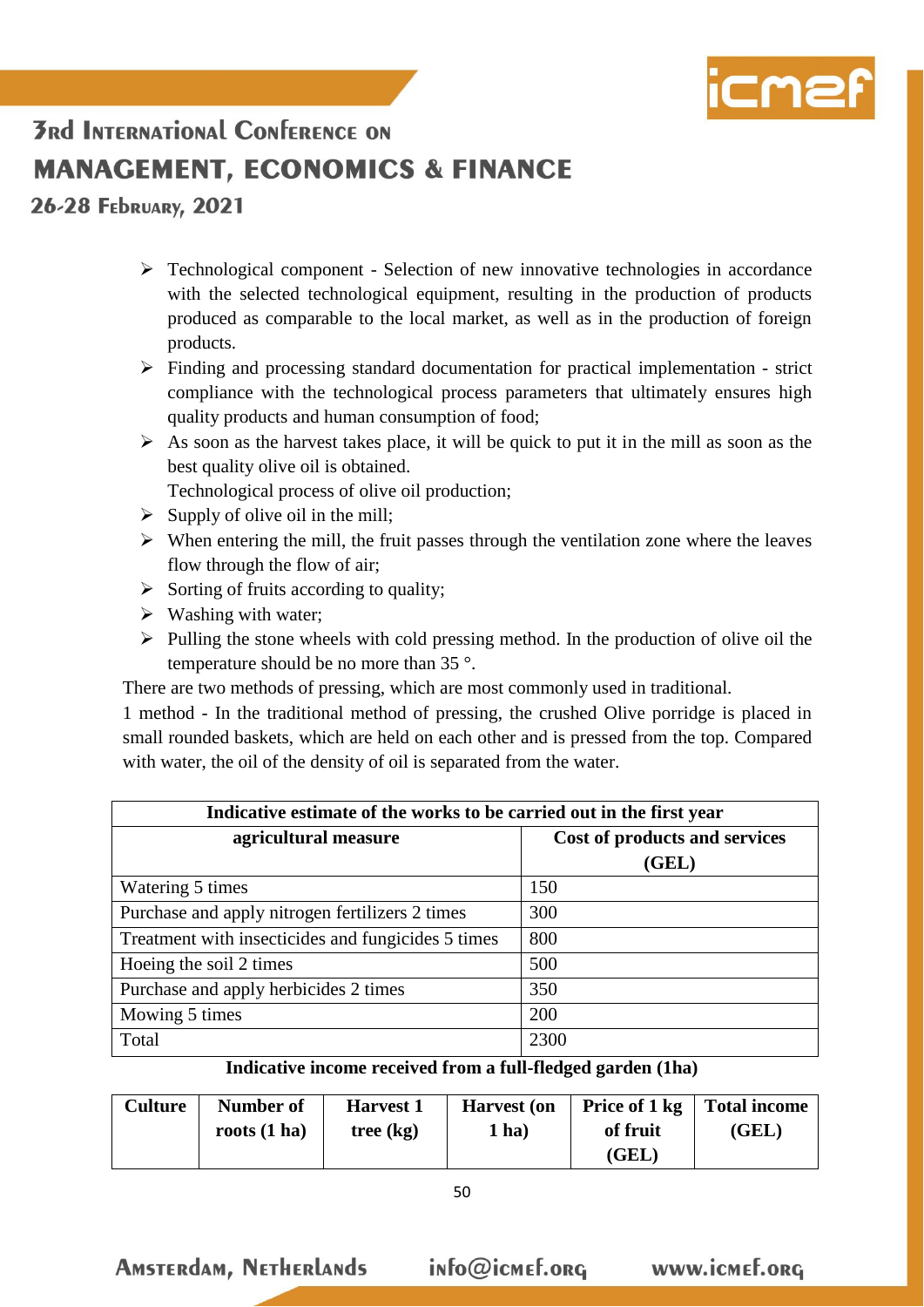- Technological component - Selection of new innovative technologies in accordance with the selected technological equipment, resulting in the production of products produced as comparable to the local market, as well as in the production of foreign products.
- Finding and processing standard documentation for practical implementation - strict compliance with the technological process parameters that ultimately ensures high quality products and human consumption of food;
- As soon as the harvest takes place, it will be quick to put it in the mill as soon as the best quality olive oil is obtained.

  Technological process of olive oil production;
- Supply of olive oil in the mill;
- When entering the mill, the fruit passes through the ventilation zone where the leaves flow through the flow of air;
- Sorting of fruits according to quality;
- Washing with water;
- Pulling the stone wheels with cold pressing method. In the production of olive oil the temperature should be no more than 35 °.

There are two methods of pressing, which are most commonly used in traditional.

1 method - In the traditional method of pressing, the crushed Olive porridge is placed in small rounded baskets, which are held on each other and is pressed from the top. Compared with water, the oil of the density of oil is separated from the water.

| **Indicative estimate of the works to be carried out in the first year** | |
|---|---|
| **agricultural measure** | **Cost of products and services (GEL)** |
| Watering 5 times | 150 |
| Purchase and apply nitrogen fertilizers 2 times | 300 |
| Treatment with insecticides and fungicides 5 times | 800 |
| Hoeing the soil 2 times | 500 |
| Purchase and apply herbicides 2 times | 350 |
| Mowing 5 times | 200 |
| Total | 2300 |

**Indicative income received from a full-fledged garden (1ha)**

| Culture | Number of roots (1 ha) | Harvest 1 tree (kg) | Harvest (on 1 ha) | Price of 1 kg of fruit (GEL) | Total income (GEL) |
|---|---|---|---|---|---|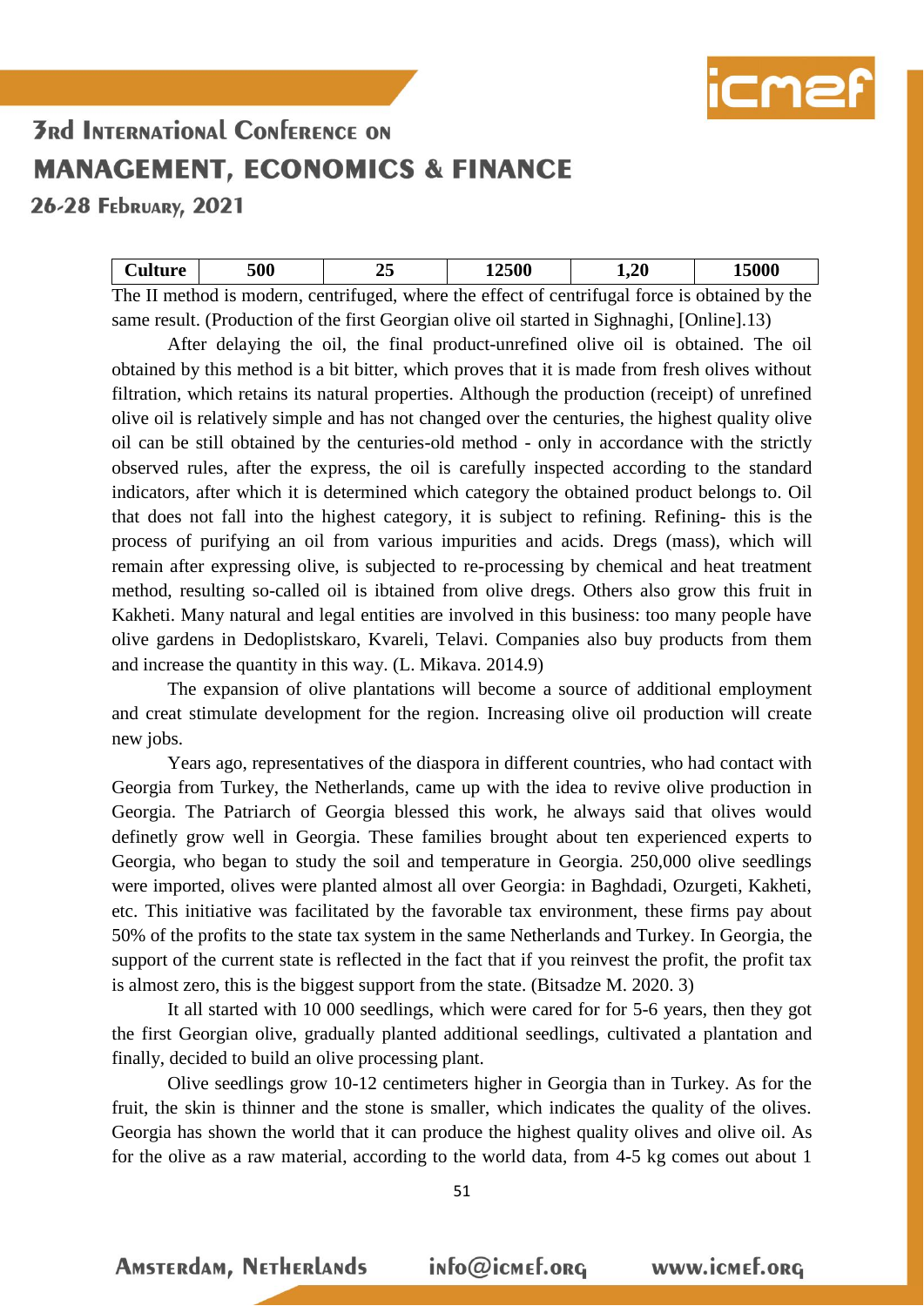| Culture | 500 | 25 | 12500 | 1,20 | 15000 |
|---|---|---|---|---|---|

The II method is modern, centrifuged, where the effect of centrifugal force is obtained by the same result. (Production of the first Georgian olive oil started in Sighnaghi, [Online].13)

After delaying the oil, the final product-unrefined olive oil is obtained. The oil obtained by this method is a bit bitter, which proves that it is made from fresh olives without filtration, which retains its natural properties. Although the production (receipt) of unrefined olive oil is relatively simple and has not changed over the centuries, the highest quality olive oil can be still obtained by the centuries-old method - only in accordance with the strictly observed rules, after the express, the oil is carefully inspected according to the standard indicators, after which it is determined which category the obtained product belongs to. Oil that does not fall into the highest category, it is subject to refining. Refining- this is the process of purifying an oil from various impurities and acids. Dregs (mass), which will remain after expressing olive, is subjected to re-processing by chemical and heat treatment method, resulting so-called oil is ibtained from olive dregs. Others also grow this fruit in Kakheti. Many natural and legal entities are involved in this business: too many people have olive gardens in Dedoplistskaro, Kvareli, Telavi. Companies also buy products from them and increase the quantity in this way. (L. Mikava. 2014.9)

The expansion of olive plantations will become a source of additional employment and creat stimulate development for the region. Increasing olive oil production will create new jobs.

Years ago, representatives of the diaspora in different countries, who had contact with Georgia from Turkey, the Netherlands, came up with the idea to revive olive production in Georgia. The Patriarch of Georgia blessed this work, he always said that olives would definetly grow well in Georgia. These families brought about ten experienced experts to Georgia, who began to study the soil and temperature in Georgia. 250,000 olive seedlings were imported, olives were planted almost all over Georgia: in Baghdadi, Ozurgeti, Kakheti, etc. This initiative was facilitated by the favorable tax environment, these firms pay about 50% of the profits to the state tax system in the same Netherlands and Turkey. In Georgia, the support of the current state is reflected in the fact that if you reinvest the profit, the profit tax is almost zero, this is the biggest support from the state. (Bitsadze M. 2020. 3)

It all started with 10 000 seedlings, which were cared for for 5-6 years, then they got the first Georgian olive, gradually planted additional seedlings, cultivated a plantation and finally, decided to build an olive processing plant.

Olive seedlings grow 10-12 centimeters higher in Georgia than in Turkey. As for the fruit, the skin is thinner and the stone is smaller, which indicates the quality of the olives. Georgia has shown the world that it can produce the highest quality olives and olive oil. As for the olive as a raw material, according to the world data, from 4-5 kg comes out about 1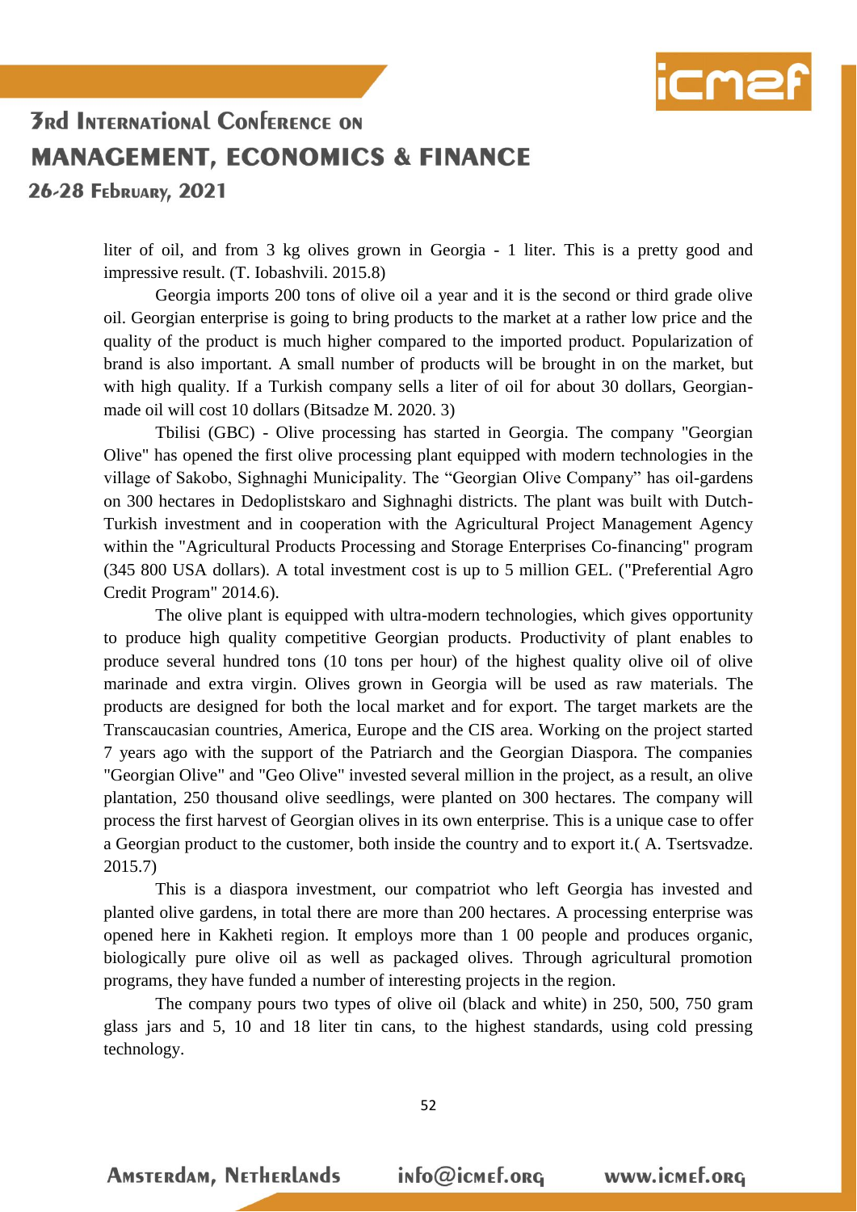liter of oil, and from 3 kg olives grown in Georgia - 1 liter. This is a pretty good and impressive result. (T. Iobashvili. 2015.8)

Georgia imports 200 tons of olive oil a year and it is the second or third grade olive oil. Georgian enterprise is going to bring products to the market at a rather low price and the quality of the product is much higher compared to the imported product. Popularization of brand is also important. A small number of products will be brought in on the market, but with high quality. If a Turkish company sells a liter of oil for about 30 dollars, Georgian-made oil will cost 10 dollars (Bitsadze M. 2020. 3)

Tbilisi (GBC) - Olive processing has started in Georgia. The company "Georgian Olive" has opened the first olive processing plant equipped with modern technologies in the village of Sakobo, Sighnaghi Municipality. The "Georgian Olive Company" has oil-gardens on 300 hectares in Dedoplistskaro and Sighnaghi districts. The plant was built with Dutch-Turkish investment and in cooperation with the Agricultural Project Management Agency within the "Agricultural Products Processing and Storage Enterprises Co-financing" program (345 800 USA dollars). A total investment cost is up to 5 million GEL. ("Preferential Agro Credit Program" 2014.6).

The olive plant is equipped with ultra-modern technologies, which gives opportunity to produce high quality competitive Georgian products. Productivity of plant enables to produce several hundred tons (10 tons per hour) of the highest quality olive oil of olive marinade and extra virgin. Olives grown in Georgia will be used as raw materials. The products are designed for both the local market and for export. The target markets are the Transcaucasian countries, America, Europe and the CIS area. Working on the project started 7 years ago with the support of the Patriarch and the Georgian Diaspora. The companies "Georgian Olive" and "Geo Olive" invested several million in the project, as a result, an olive plantation, 250 thousand olive seedlings, were planted on 300 hectares. The company will process the first harvest of Georgian olives in its own enterprise. This is a unique case to offer a Georgian product to the customer, both inside the country and to export it.( A. Tsertsvadze. 2015.7)

This is a diaspora investment, our compatriot who left Georgia has invested and planted olive gardens, in total there are more than 200 hectares. A processing enterprise was opened here in Kakheti region. It employs more than 1 00 people and produces organic, biologically pure olive oil as well as packaged olives. Through agricultural promotion programs, they have funded a number of interesting projects in the region.

The company pours two types of olive oil (black and white) in 250, 500, 750 gram glass jars and 5, 10 and 18 liter tin cans, to the highest standards, using cold pressing technology.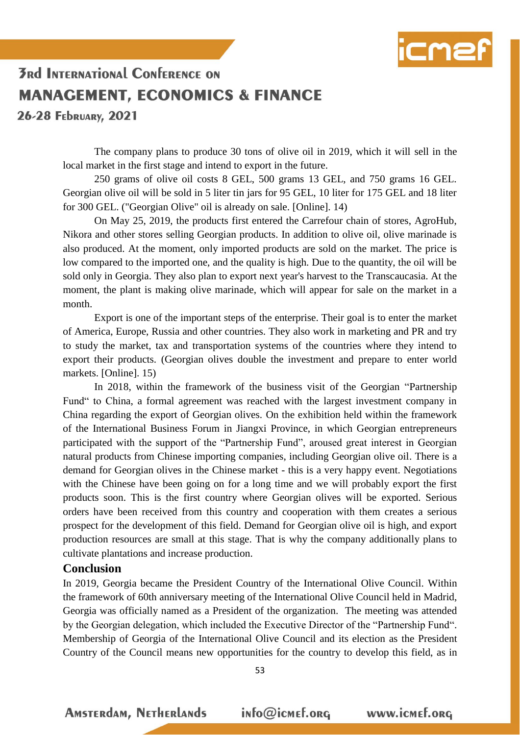The company plans to produce 30 tons of olive oil in 2019, which it will sell in the local market in the first stage and intend to export in the future.

250 grams of olive oil costs 8 GEL, 500 grams 13 GEL, and 750 grams 16 GEL. Georgian olive oil will be sold in 5 liter tin jars for 95 GEL, 10 liter for 175 GEL and 18 liter for 300 GEL. ("Georgian Olive" oil is already on sale. [Online]. 14)

On May 25, 2019, the products first entered the Carrefour chain of stores, AgroHub, Nikora and other stores selling Georgian products. In addition to olive oil, olive marinade is also produced. At the moment, only imported products are sold on the market. The price is low compared to the imported one, and the quality is high. Due to the quantity, the oil will be sold only in Georgia. They also plan to export next year's harvest to the Transcaucasia. At the moment, the plant is making olive marinade, which will appear for sale on the market in a month.

Export is one of the important steps of the enterprise. Their goal is to enter the market of America, Europe, Russia and other countries. They also work in marketing and PR and try to study the market, tax and transportation systems of the countries where they intend to export their products. (Georgian olives double the investment and prepare to enter world markets. [Online]. 15)

In 2018, within the framework of the business visit of the Georgian "Partnership Fund" to China, a formal agreement was reached with the largest investment company in China regarding the export of Georgian olives. On the exhibition held within the framework of the International Business Forum in Jiangxi Province, in which Georgian entrepreneurs participated with the support of the "Partnership Fund", aroused great interest in Georgian natural products from Chinese importing companies, including Georgian olive oil. There is a demand for Georgian olives in the Chinese market - this is a very happy event. Negotiations with the Chinese have been going on for a long time and we will probably export the first products soon. This is the first country where Georgian olives will be exported. Serious orders have been received from this country and cooperation with them creates a serious prospect for the development of this field. Demand for Georgian olive oil is high, and export production resources are small at this stage. That is why the company additionally plans to cultivate plantations and increase production.

## Conclusion

In 2019, Georgia became the President Country of the International Olive Council. Within the framework of 60th anniversary meeting of the International Olive Council held in Madrid, Georgia was officially named as a President of the organization. The meeting was attended by the Georgian delegation, which included the Executive Director of the "Partnership Fund". Membership of Georgia of the International Olive Council and its election as the President Country of the Council means new opportunities for the country to develop this field, as in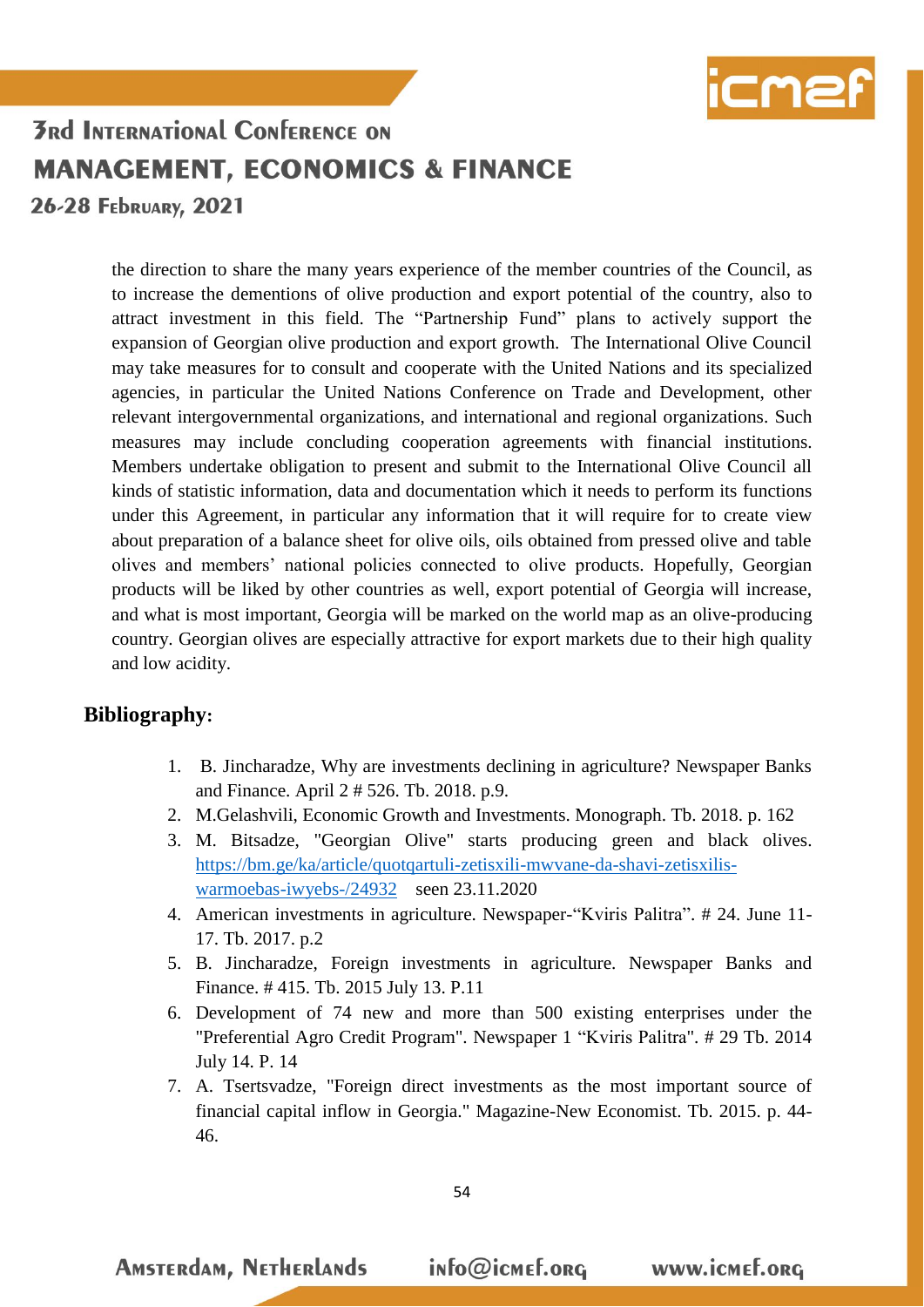the direction to share the many years experience of the member countries of the Council, as to increase the dementions of olive production and export potential of the country, also to attract investment in this field. The "Partnership Fund" plans to actively support the expansion of Georgian olive production and export growth. The International Olive Council may take measures for to consult and cooperate with the United Nations and its specialized agencies, in particular the United Nations Conference on Trade and Development, other relevant intergovernmental organizations, and international and regional organizations. Such measures may include concluding cooperation agreements with financial institutions. Members undertake obligation to present and submit to the International Olive Council all kinds of statistic information, data and documentation which it needs to perform its functions under this Agreement, in particular any information that it will require for to create view about preparation of a balance sheet for olive oils, oils obtained from pressed olive and table olives and members' national policies connected to olive products. Hopefully, Georgian products will be liked by other countries as well, export potential of Georgia will increase, and what is most important, Georgia will be marked on the world map as an olive-producing country. Georgian olives are especially attractive for export markets due to their high quality and low acidity.

## Bibliography:

1. B. Jincharadze, Why are investments declining in agriculture? Newspaper Banks and Finance. April 2 # 526. Tb. 2018. p.9.
2. M.Gelashvili, Economic Growth and Investments. Monograph. Tb. 2018. p. 162
3. M. Bitsadze, "Georgian Olive" starts producing green and black olives. https://bm.ge/ka/article/quotqartuli-zetisxili-mwvane-da-shavi-zetisxilis-warmoebas-iwyebs-/24932 seen 23.11.2020
4. American investments in agriculture. Newspaper-"Kviris Palitra". # 24. June 11-17. Tb. 2017. p.2
5. B. Jincharadze, Foreign investments in agriculture. Newspaper Banks and Finance. # 415. Tb. 2015 July 13. P.11
6. Development of 74 new and more than 500 existing enterprises under the "Preferential Agro Credit Program". Newspaper 1 "Kviris Palitra". # 29 Tb. 2014 July 14. P. 14
7. A. Tsertsvadze, "Foreign direct investments as the most important source of financial capital inflow in Georgia." Magazine-New Economist. Tb. 2015. p. 44-46.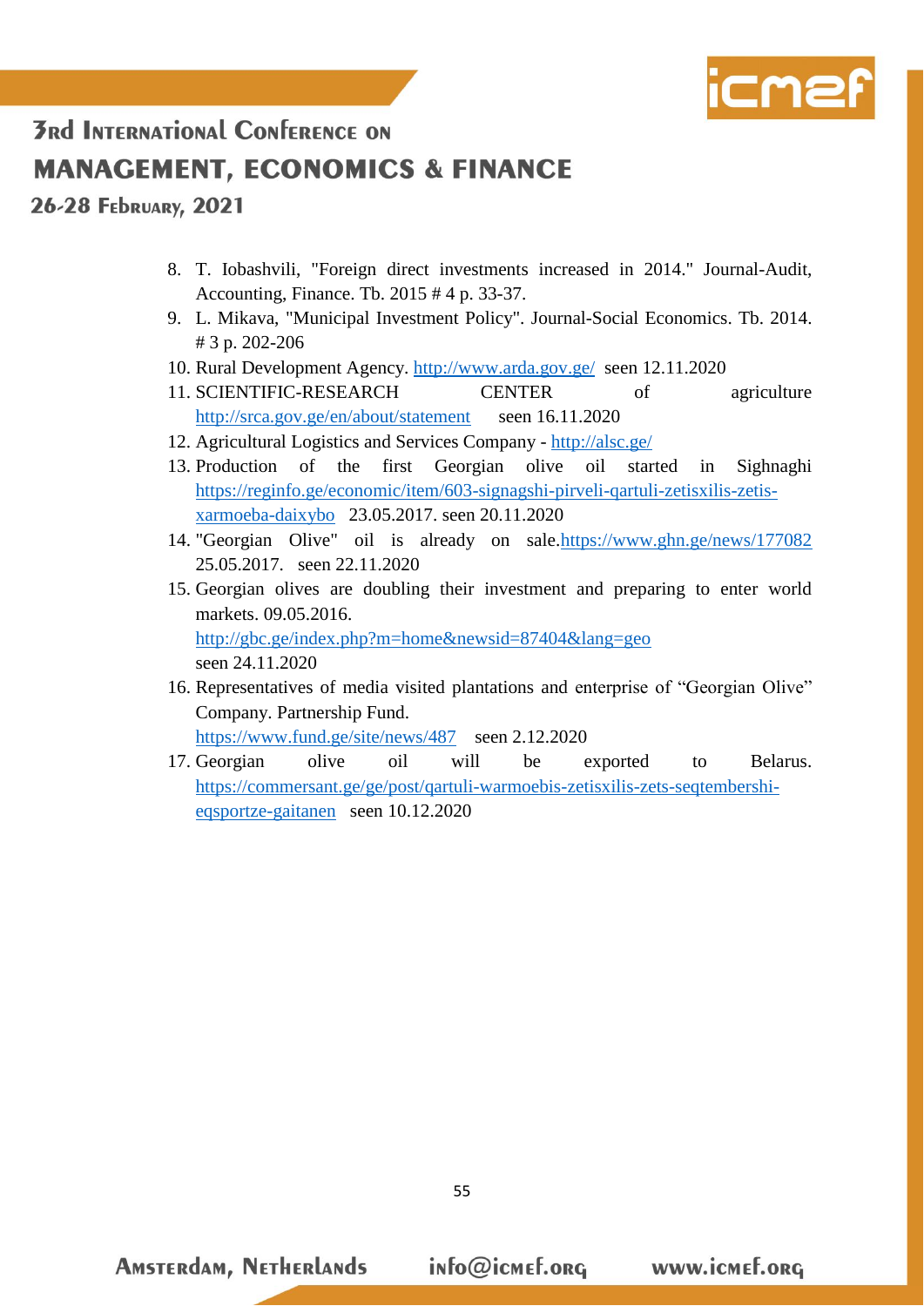8. T. Iobashvili, "Foreign direct investments increased in 2014." Journal-Audit, Accounting, Finance. Tb. 2015 # 4 p. 33-37.
9. L. Mikava, "Municipal Investment Policy". Journal-Social Economics. Tb. 2014. # 3 p. 202-206
10. Rural Development Agency. http://www.arda.gov.ge/ seen 12.11.2020
11. SCIENTIFIC-RESEARCH CENTER of agriculture http://srca.gov.ge/en/about/statement seen 16.11.2020
12. Agricultural Logistics and Services Company - http://alsc.ge/
13. Production of the first Georgian olive oil started in Sighnaghi https://reginfo.ge/economic/item/603-signagshi-pirveli-qartuli-zetisxilis-zetis-xarmoeba-daixybo 23.05.2017. seen 20.11.2020
14. "Georgian Olive" oil is already on sale.https://www.ghn.ge/news/177082 25.05.2017. seen 22.11.2020
15. Georgian olives are doubling their investment and preparing to enter world markets. 09.05.2016. http://gbc.ge/index.php?m=home&newsid=87404&lang=geo seen 24.11.2020
16. Representatives of media visited plantations and enterprise of "Georgian Olive" Company. Partnership Fund. https://www.fund.ge/site/news/487 seen 2.12.2020
17. Georgian olive oil will be exported to Belarus. https://commersant.ge/ge/post/qartuli-warmoebis-zetisxilis-zets-seqtembershi-eqsportze-gaitanen seen 10.12.2020